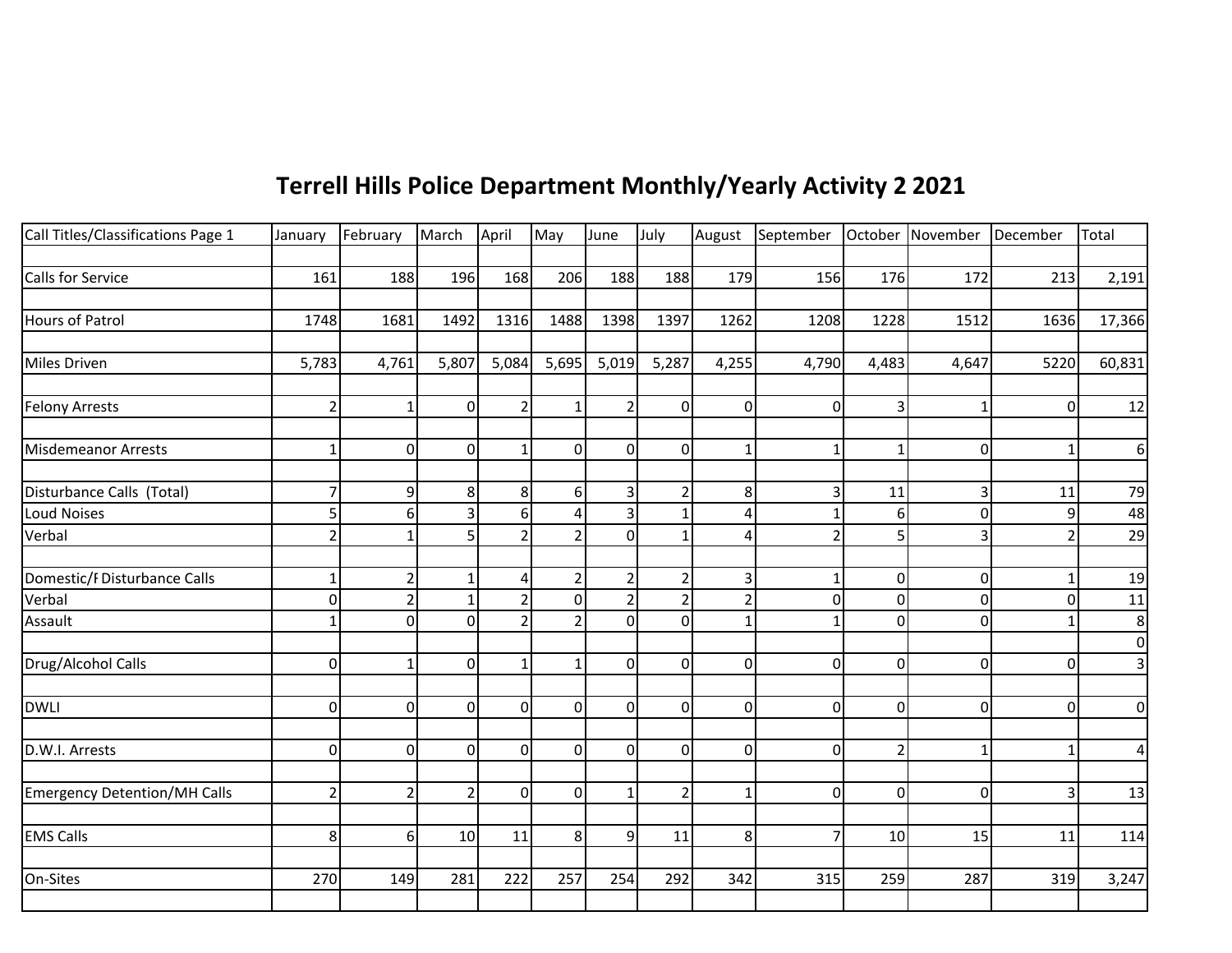# Terrell Hills Police Department Monthly/Yearly Activity 2 2021

| Call Titles/Classifications Page 1 | January | February | March | April | May | June | July | August | September | October | November | December | Total |
|---|---|---|---|---|---|---|---|---|---|---|---|---|---|
| Calls for Service | 161 | 188 | 196 | 168 | 206 | 188 | 188 | 179 | 156 | 176 | 172 | 213 | 2,191 |
| Hours of Patrol | 1748 | 1681 | 1492 | 1316 | 1488 | 1398 | 1397 | 1262 | 1208 | 1228 | 1512 | 1636 | 17,366 |
| Miles Driven | 5,783 | 4,761 | 5,807 | 5,084 | 5,695 | 5,019 | 5,287 | 4,255 | 4,790 | 4,483 | 4,647 | 5220 | 60,831 |
| Felony Arrests | 2 | 1 | 0 | 2 | 1 | 2 | 0 | 0 | 0 | 3 | 1 | 0 | 12 |
| Misdemeanor Arrests | 1 | 0 | 0 | 1 | 0 | 0 | 0 | 1 | 1 | 1 | 0 | 1 | 6 |
| Disturbance Calls (Total) | 7 | 9 | 8 | 8 | 6 | 3 | 2 | 8 | 3 | 11 | 3 | 11 | 79 |
| Loud Noises | 5 | 6 | 3 | 6 | 4 | 3 | 1 | 4 | 1 | 6 | 0 | 9 | 48 |
| Verbal | 2 | 1 | 5 | 2 | 2 | 0 | 1 | 4 | 2 | 5 | 3 | 2 | 29 |
| Domestic/F Disturbance Calls | 1 | 2 | 1 | 4 | 2 | 2 | 2 | 3 | 1 | 0 | 0 | 1 | 19 |
| Verbal | 0 | 2 | 1 | 2 | 0 | 2 | 2 | 2 | 0 | 0 | 0 | 0 | 11 |
| Assault | 1 | 0 | 0 | 2 | 2 | 0 | 0 | 1 | 1 | 0 | 0 | 1 | 8 |
| | | | | | | | | | | | | | 0 |
| Drug/Alcohol Calls | 0 | 1 | 0 | 1 | 1 | 0 | 0 | 0 | 0 | 0 | 0 | 0 | 3 |
| DWLI | 0 | 0 | 0 | 0 | 0 | 0 | 0 | 0 | 0 | 0 | 0 | 0 | 0 |
| D.W.I. Arrests | 0 | 0 | 0 | 0 | 0 | 0 | 0 | 0 | 0 | 2 | 1 | 1 | 4 |
| Emergency Detention/MH Calls | 2 | 2 | 2 | 0 | 0 | 1 | 2 | 1 | 0 | 0 | 0 | 3 | 13 |
| EMS Calls | 8 | 6 | 10 | 11 | 8 | 9 | 11 | 8 | 7 | 10 | 15 | 11 | 114 |
| On-Sites | 270 | 149 | 281 | 222 | 257 | 254 | 292 | 342 | 315 | 259 | 287 | 319 | 3,247 |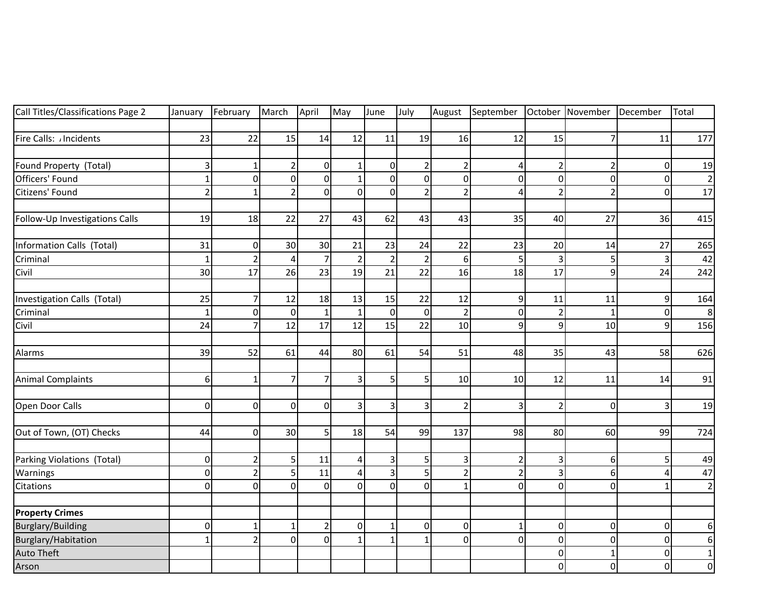| Call Titles/Classifications Page 2 | January | February | March | April | May | June | July | August | September | October | November | December | Total |
|---|---|---|---|---|---|---|---|---|---|---|---|---|---|
| | | | | | | | | | | | | | |
| Fire Calls: Incidents | 23 | 22 | 15 | 14 | 12 | 11 | 19 | 16 | 12 | 15 | 7 | 11 | 177 |
| | | | | | | | | | | | | | |
| Found Property (Total) | 3 | 1 | 2 | 0 | 1 | 0 | 2 | 2 | 4 | 2 | 2 | 0 | 19 |
| Officers' Found | 1 | 0 | 0 | 0 | 1 | 0 | 0 | 0 | 0 | 0 | 0 | 0 | 2 |
| Citizens' Found | 2 | 1 | 2 | 0 | 0 | 0 | 2 | 2 | 4 | 2 | 2 | 0 | 17 |
| | | | | | | | | | | | | | |
| Follow-Up Investigations Calls | 19 | 18 | 22 | 27 | 43 | 62 | 43 | 43 | 35 | 40 | 27 | 36 | 415 |
| | | | | | | | | | | | | | |
| Information Calls (Total) | 31 | 0 | 30 | 30 | 21 | 23 | 24 | 22 | 23 | 20 | 14 | 27 | 265 |
| Criminal | 1 | 2 | 4 | 7 | 2 | 2 | 2 | 6 | 5 | 3 | 5 | 3 | 42 |
| Civil | 30 | 17 | 26 | 23 | 19 | 21 | 22 | 16 | 18 | 17 | 9 | 24 | 242 |
| | | | | | | | | | | | | | |
| Investigation Calls (Total) | 25 | 7 | 12 | 18 | 13 | 15 | 22 | 12 | 9 | 11 | 11 | 9 | 164 |
| Criminal | 1 | 0 | 0 | 1 | 1 | 0 | 0 | 2 | 0 | 2 | 1 | 0 | 8 |
| Civil | 24 | 7 | 12 | 17 | 12 | 15 | 22 | 10 | 9 | 9 | 10 | 9 | 156 |
| | | | | | | | | | | | | | |
| Alarms | 39 | 52 | 61 | 44 | 80 | 61 | 54 | 51 | 48 | 35 | 43 | 58 | 626 |
| | | | | | | | | | | | | | |
| Animal Complaints | 6 | 1 | 7 | 7 | 3 | 5 | 5 | 10 | 10 | 12 | 11 | 14 | 91 |
| | | | | | | | | | | | | | |
| Open Door Calls | 0 | 0 | 0 | 0 | 3 | 3 | 3 | 2 | 3 | 2 | 0 | 3 | 19 |
| | | | | | | | | | | | | | |
| Out of Town, (OT) Checks | 44 | 0 | 30 | 5 | 18 | 54 | 99 | 137 | 98 | 80 | 60 | 99 | 724 |
| | | | | | | | | | | | | | |
| Parking Violations (Total) | 0 | 2 | 5 | 11 | 4 | 3 | 5 | 3 | 2 | 3 | 6 | 5 | 49 |
| Warnings | 0 | 2 | 5 | 11 | 4 | 3 | 5 | 2 | 2 | 3 | 6 | 4 | 47 |
| Citations | 0 | 0 | 0 | 0 | 0 | 0 | 0 | 1 | 0 | 0 | 0 | 1 | 2 |
| | | | | | | | | | | | | | |
| **Property Crimes** | | | | | | | | | | | | | |
| Burglary/Building | 0 | 1 | 1 | 2 | 0 | 1 | 0 | 0 | 1 | 0 | 0 | 0 | 6 |
| Burglary/Habitation | 1 | 2 | 0 | 0 | 1 | 1 | 1 | 0 | 0 | 0 | 0 | 0 | 6 |
| Auto Theft | | | | | | | | | | 0 | 1 | 0 | 1 |
| Arson | | | | | | | | | | 0 | 0 | 0 | 0 |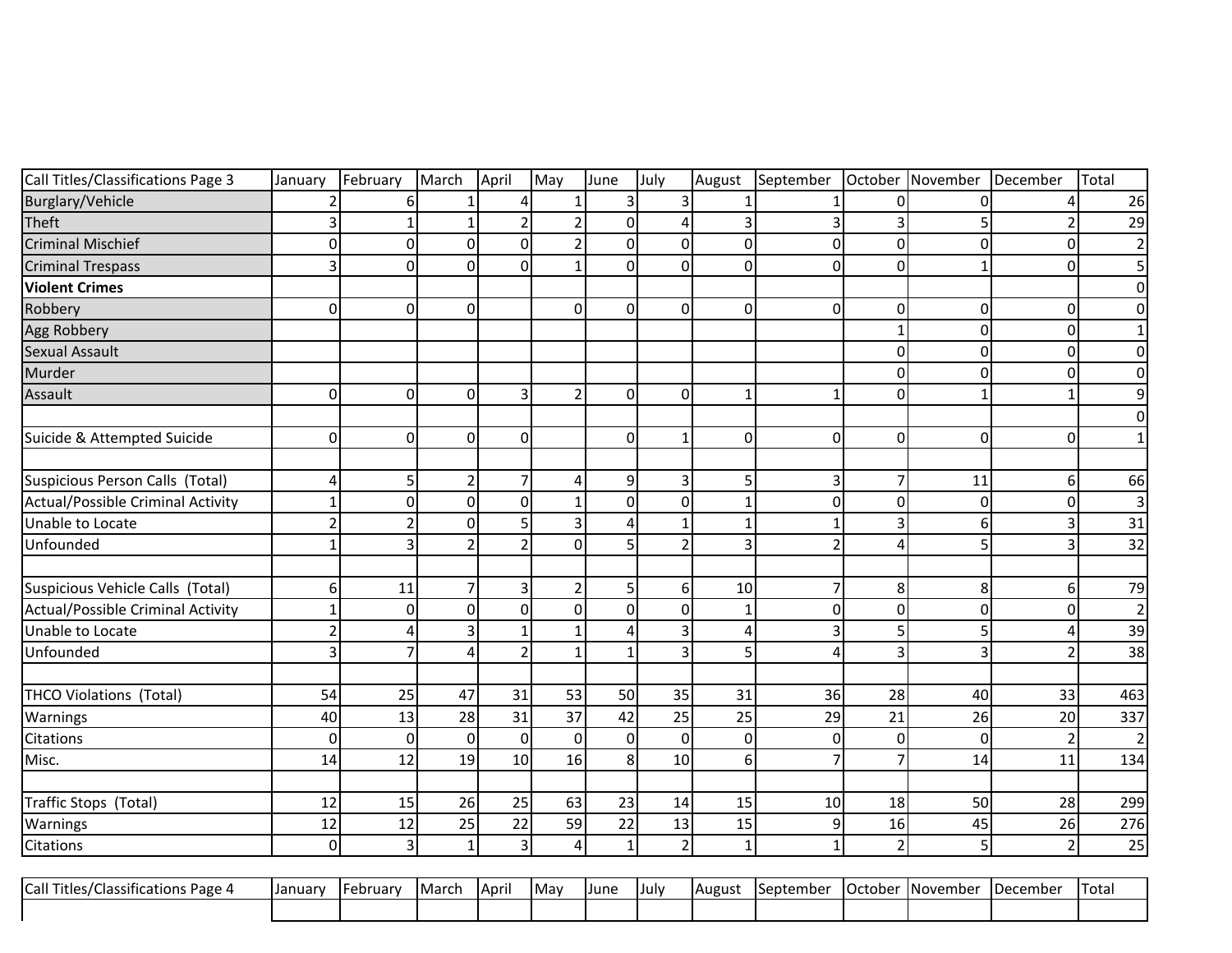| Call Titles/Classifications Page 3 | January | February | March | April | May | June | July | August | September | October | November | December | Total |
|---|---|---|---|---|---|---|---|---|---|---|---|---|---|
| Burglary/Vehicle | 2 | 6 | 1 | 4 | 1 | 3 | 3 | 1 | 1 | 0 | 0 | 4 | 26 |
| Theft | 3 | 1 | 1 | 2 | 2 | 0 | 4 | 3 | 3 | 3 | 5 | 2 | 29 |
| Criminal Mischief | 0 | 0 | 0 | 0 | 2 | 0 | 0 | 0 | 0 | 0 | 0 | 0 | 2 |
| Criminal Trespass | 3 | 0 | 0 | 0 | 1 | 0 | 0 | 0 | 0 | 0 | 1 | 0 | 5 |
| **Violent Crimes** | | | | | | | | | | | | | 0 |
| Robbery | 0 | 0 | 0 | | 0 | 0 | 0 | 0 | 0 | 0 | 0 | 0 | 0 |
| Agg Robbery | | | | | | | | | | 1 | 0 | 0 | 1 |
| Sexual Assault | | | | | | | | | | 0 | 0 | 0 | 0 |
| Murder | | | | | | | | | | 0 | 0 | 0 | 0 |
| Assault | 0 | 0 | 0 | 3 | 2 | 0 | 0 | 1 | 1 | 0 | 1 | 1 | 9 |
| | | | | | | | | | | | | | 0 |
| Suicide & Attempted Suicide | 0 | 0 | 0 | 0 | | 0 | 1 | 0 | 0 | 0 | 0 | 0 | 1 |
| | | | | | | | | | | | | | |
| Suspicious Person Calls (Total) | 4 | 5 | 2 | 7 | 4 | 9 | 3 | 5 | 3 | 7 | 11 | 6 | 66 |
| Actual/Possible Criminal Activity | 1 | 0 | 0 | 0 | 1 | 0 | 0 | 1 | 0 | 0 | 0 | 0 | 3 |
| Unable to Locate | 2 | 2 | 0 | 5 | 3 | 4 | 1 | 1 | 1 | 3 | 6 | 3 | 31 |
| Unfounded | 1 | 3 | 2 | 2 | 0 | 5 | 2 | 3 | 2 | 4 | 5 | 3 | 32 |
| | | | | | | | | | | | | | |
| Suspicious Vehicle Calls (Total) | 6 | 11 | 7 | 3 | 2 | 5 | 6 | 10 | 7 | 8 | 8 | 6 | 79 |
| Actual/Possible Criminal Activity | 1 | 0 | 0 | 0 | 0 | 0 | 0 | 1 | 0 | 0 | 0 | 0 | 2 |
| Unable to Locate | 2 | 4 | 3 | 1 | 1 | 4 | 3 | 4 | 3 | 5 | 5 | 4 | 39 |
| Unfounded | 3 | 7 | 4 | 2 | 1 | 1 | 3 | 5 | 4 | 3 | 3 | 2 | 38 |
| | | | | | | | | | | | | | |
| THCO Violations (Total) | 54 | 25 | 47 | 31 | 53 | 50 | 35 | 31 | 36 | 28 | 40 | 33 | 463 |
| Warnings | 40 | 13 | 28 | 31 | 37 | 42 | 25 | 25 | 29 | 21 | 26 | 20 | 337 |
| Citations | 0 | 0 | 0 | 0 | 0 | 0 | 0 | 0 | 0 | 0 | 0 | 2 | 2 |
| Misc. | 14 | 12 | 19 | 10 | 16 | 8 | 10 | 6 | 7 | 7 | 14 | 11 | 134 |
| | | | | | | | | | | | | | |
| Traffic Stops (Total) | 12 | 15 | 26 | 25 | 63 | 23 | 14 | 15 | 10 | 18 | 50 | 28 | 299 |
| Warnings | 12 | 12 | 25 | 22 | 59 | 22 | 13 | 15 | 9 | 16 | 45 | 26 | 276 |
| Citations | 0 | 3 | 1 | 3 | 4 | 1 | 2 | 1 | 1 | 2 | 5 | 2 | 25 |

| Call Titles/Classifications Page 4 | January | February | March | April | May | June | July | August | September | October | November | December | Total |
|---|---|---|---|---|---|---|---|---|---|---|---|---|---|
| | | | | | | | | | | | | | |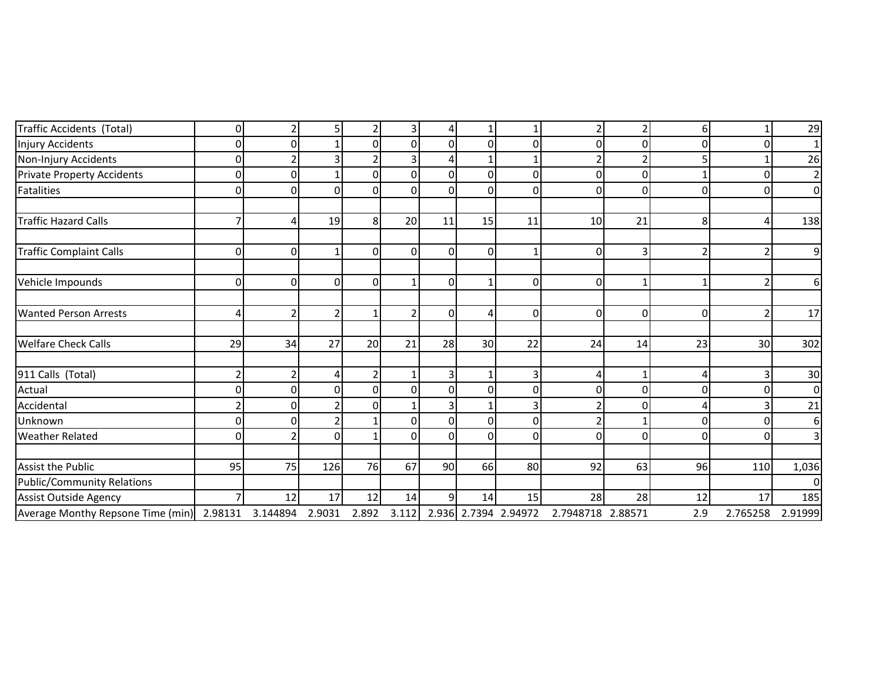| | | | | | | | | | | | | | |
|---|---|---|---|---|---|---|---|---|---|---|---|---|---|
| Traffic Accidents (Total) | 0 | 2 | 5 | 2 | 3 | 4 | 1 | 1 | 2 | 2 | 6 | 1 | 29 |
| Injury Accidents | 0 | 0 | 1 | 0 | 0 | 0 | 0 | 0 | 0 | 0 | 0 | 0 | 1 |
| Non-Injury Accidents | 0 | 2 | 3 | 2 | 3 | 4 | 1 | 1 | 2 | 2 | 5 | 1 | 26 |
| Private Property Accidents | 0 | 0 | 1 | 0 | 0 | 0 | 0 | 0 | 0 | 0 | 1 | 0 | 2 |
| Fatalities | 0 | 0 | 0 | 0 | 0 | 0 | 0 | 0 | 0 | 0 | 0 | 0 | 0 |
| | | | | | | | | | | | | | |
| Traffic Hazard Calls | 7 | 4 | 19 | 8 | 20 | 11 | 15 | 11 | 10 | 21 | 8 | 4 | 138 |
| | | | | | | | | | | | | | |
| Traffic Complaint Calls | 0 | 0 | 1 | 0 | 0 | 0 | 0 | 1 | 0 | 3 | 2 | 2 | 9 |
| | | | | | | | | | | | | | |
| Vehicle Impounds | 0 | 0 | 0 | 0 | 1 | 0 | 1 | 0 | 0 | 1 | 1 | 2 | 6 |
| | | | | | | | | | | | | | |
| Wanted Person Arrests | 4 | 2 | 2 | 1 | 2 | 0 | 4 | 0 | 0 | 0 | 0 | 2 | 17 |
| | | | | | | | | | | | | | |
| Welfare Check Calls | 29 | 34 | 27 | 20 | 21 | 28 | 30 | 22 | 24 | 14 | 23 | 30 | 302 |
| | | | | | | | | | | | | | |
| 911 Calls (Total) | 2 | 2 | 4 | 2 | 1 | 3 | 1 | 3 | 4 | 1 | 4 | 3 | 30 |
| Actual | 0 | 0 | 0 | 0 | 0 | 0 | 0 | 0 | 0 | 0 | 0 | 0 | 0 |
| Accidental | 2 | 0 | 2 | 0 | 1 | 3 | 1 | 3 | 2 | 0 | 4 | 3 | 21 |
| Unknown | 0 | 0 | 2 | 1 | 0 | 0 | 0 | 0 | 2 | 1 | 0 | 0 | 6 |
| Weather Related | 0 | 2 | 0 | 1 | 0 | 0 | 0 | 0 | 0 | 0 | 0 | 0 | 3 |
| | | | | | | | | | | | | | |
| Assist the Public | 95 | 75 | 126 | 76 | 67 | 90 | 66 | 80 | 92 | 63 | 96 | 110 | 1,036 |
| Public/Community Relations | | | | | | | | | | | | | 0 |
| Assist Outside Agency | 7 | 12 | 17 | 12 | 14 | 9 | 14 | 15 | 28 | 28 | 12 | 17 | 185 |
| Average Monthy Repsone Time (min) | 2.98131 | 3.144894 | 2.9031 | 2.892 | 3.112 | 2.936 | 2.7394 | 2.94972 | 2.7948718 | 2.88571 | 2.9 | 2.765258 | 2.91999 |